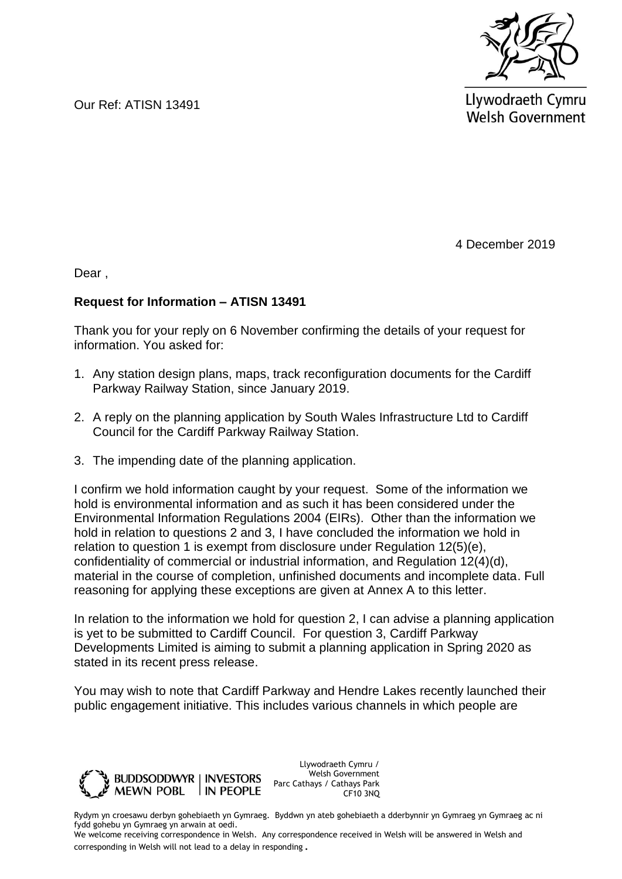Our Ref: ATISN 13491

Llywodraeth Cymru
Welsh Government

4 December 2019

Dear ,

**Request for Information – ATISN 13491**

Thank you for your reply on 6 November confirming the details of your request for information. You asked for:

1. Any station design plans, maps, track reconfiguration documents for the Cardiff Parkway Railway Station, since January 2019.

2. A reply on the planning application by South Wales Infrastructure Ltd to Cardiff Council for the Cardiff Parkway Railway Station.

3. The impending date of the planning application.

I confirm we hold information caught by your request. Some of the information we hold is environmental information and as such it has been considered under the Environmental Information Regulations 2004 (EIRs). Other than the information we hold in relation to questions 2 and 3, I have concluded the information we hold in relation to question 1 is exempt from disclosure under Regulation 12(5)(e), confidentiality of commercial or industrial information, and Regulation 12(4)(d), material in the course of completion, unfinished documents and incomplete data. Full reasoning for applying these exceptions are given at Annex A to this letter.

In relation to the information we hold for question 2, I can advise a planning application is yet to be submitted to Cardiff Council. For question 3, Cardiff Parkway Developments Limited is aiming to submit a planning application in Spring 2020 as stated in its recent press release.

You may wish to note that Cardiff Parkway and Hendre Lakes recently launched their public engagement initiative. This includes various channels in which people are

BUDDSODDWYR MEWN POBL | INVESTORS IN PEOPLE

Llywodraeth Cymru / Welsh Government
Parc Cathays / Cathays Park
CF10 3NQ

Rydym yn croesawu derbyn gohebiaeth yn Gymraeg. Byddwn yn ateb gohebiaeth a dderbynnir yn Gymraeg yn Gymraeg ac ni fydd gohebu yn Gymraeg yn arwain at oedi.
We welcome receiving correspondence in Welsh. Any correspondence received in Welsh will be answered in Welsh and corresponding in Welsh will not lead to a delay in responding.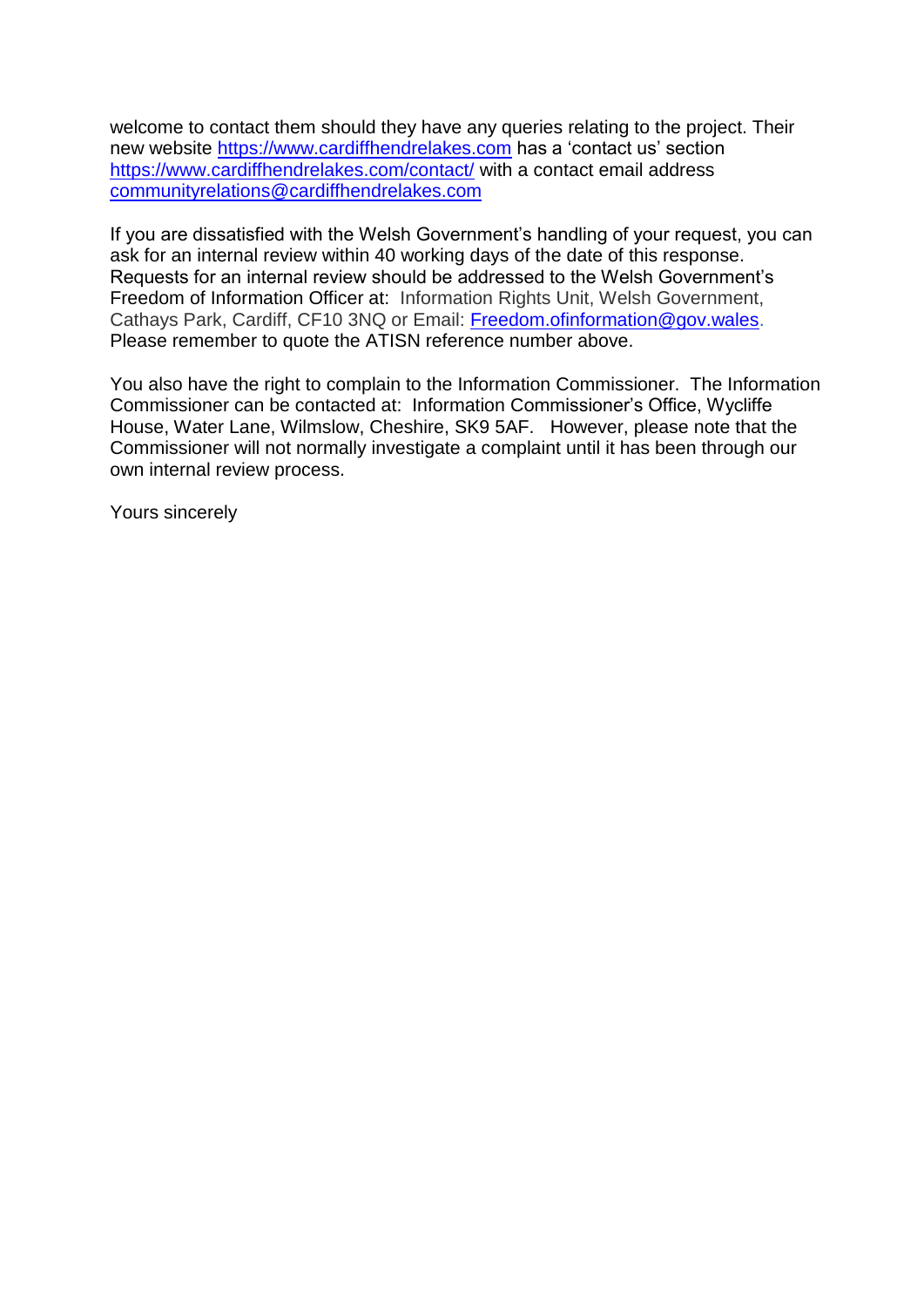welcome to contact them should they have any queries relating to the project. Their new website https://www.cardiffhendrelakes.com has a 'contact us' section https://www.cardiffhendrelakes.com/contact/ with a contact email address communityrelations@cardiffhendrelakes.com

If you are dissatisfied with the Welsh Government's handling of your request, you can ask for an internal review within 40 working days of the date of this response. Requests for an internal review should be addressed to the Welsh Government's Freedom of Information Officer at: Information Rights Unit, Welsh Government, Cathays Park, Cardiff, CF10 3NQ or Email: Freedom.ofinformation@gov.wales. Please remember to quote the ATISN reference number above.

You also have the right to complain to the Information Commissioner. The Information Commissioner can be contacted at: Information Commissioner's Office, Wycliffe House, Water Lane, Wilmslow, Cheshire, SK9 5AF. However, please note that the Commissioner will not normally investigate a complaint until it has been through our own internal review process.

Yours sincerely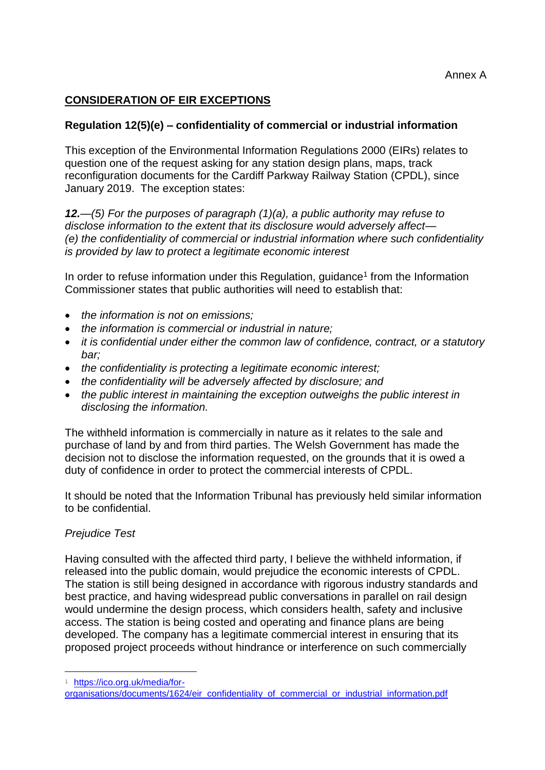Annex A

**CONSIDERATION OF EIR EXCEPTIONS**

**Regulation 12(5)(e) – confidentiality of commercial or industrial information**

This exception of the Environmental Information Regulations 2000 (EIRs) relates to question one of the request asking for any station design plans, maps, track reconfiguration documents for the Cardiff Parkway Railway Station (CPDL), since January 2019. The exception states:

***12.**—(5) For the purposes of paragraph (1)(a), a public authority may refuse to disclose information to the extent that its disclosure would adversely affect— (e) the confidentiality of commercial or industrial information where such confidentiality is provided by law to protect a legitimate economic interest*

In order to refuse information under this Regulation, guidance[1] from the Information Commissioner states that public authorities will need to establish that:

- *the information is not on emissions;*
- *the information is commercial or industrial in nature;*
- *it is confidential under either the common law of confidence, contract, or a statutory bar;*
- *the confidentiality is protecting a legitimate economic interest;*
- *the confidentiality will be adversely affected by disclosure; and*
- *the public interest in maintaining the exception outweighs the public interest in disclosing the information.*

The withheld information is commercially in nature as it relates to the sale and purchase of land by and from third parties. The Welsh Government has made the decision not to disclose the information requested, on the grounds that it is owed a duty of confidence in order to protect the commercial interests of CPDL.

It should be noted that the Information Tribunal has previously held similar information to be confidential.

*Prejudice Test*

Having consulted with the affected third party, I believe the withheld information, if released into the public domain, would prejudice the economic interests of CPDL. The station is still being designed in accordance with rigorous industry standards and best practice, and having widespread public conversations in parallel on rail design would undermine the design process, which considers health, safety and inclusive access. The station is being costed and operating and finance plans are being developed. The company has a legitimate commercial interest in ensuring that its proposed project proceeds without hindrance or interference on such commercially

[1] https://ico.org.uk/media/for-organisations/documents/1624/eir_confidentiality_of_commercial_or_industrial_information.pdf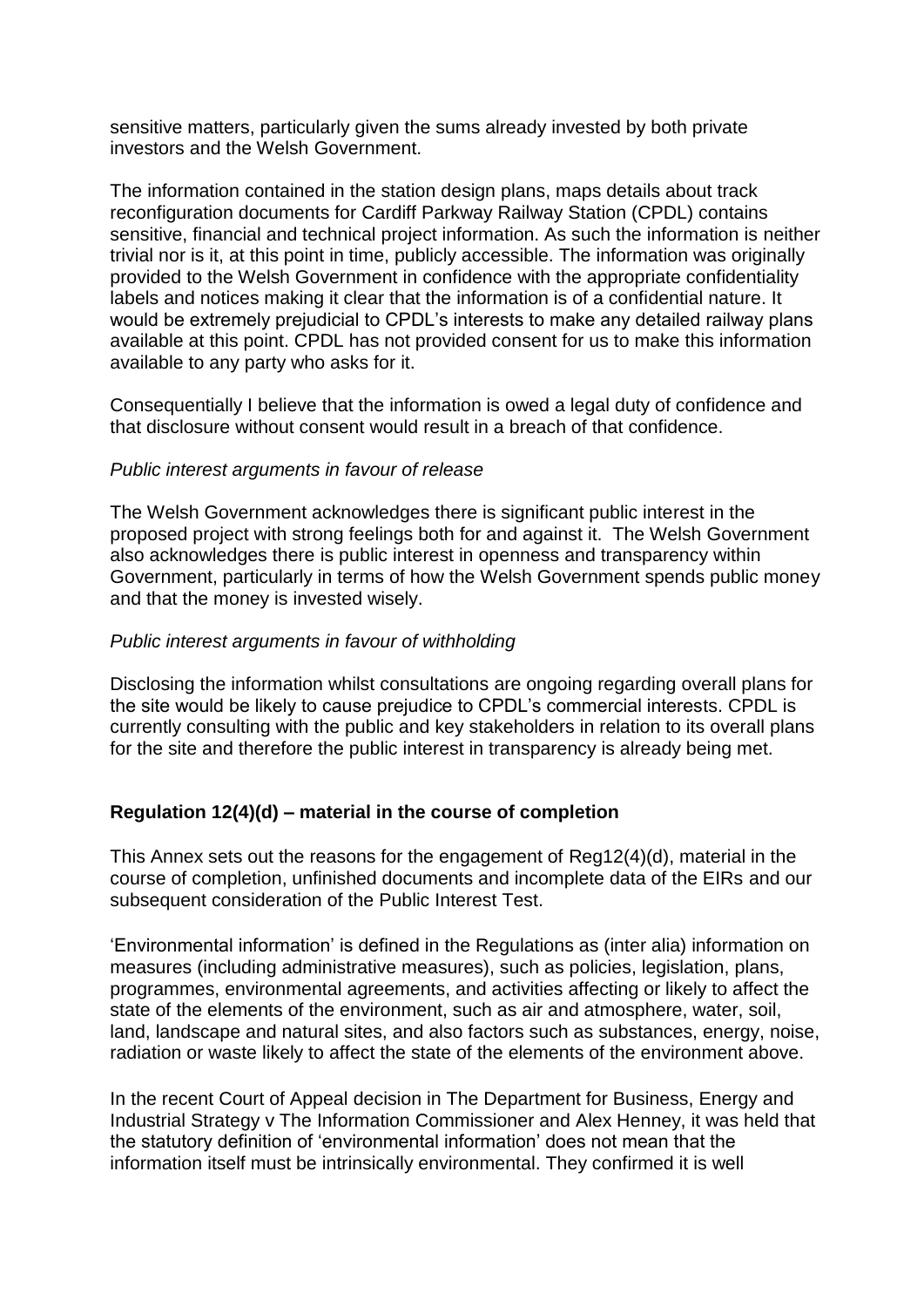sensitive matters, particularly given the sums already invested by both private investors and the Welsh Government.

The information contained in the station design plans, maps details about track reconfiguration documents for Cardiff Parkway Railway Station (CPDL) contains sensitive, financial and technical project information. As such the information is neither trivial nor is it, at this point in time, publicly accessible. The information was originally provided to the Welsh Government in confidence with the appropriate confidentiality labels and notices making it clear that the information is of a confidential nature. It would be extremely prejudicial to CPDL's interests to make any detailed railway plans available at this point. CPDL has not provided consent for us to make this information available to any party who asks for it.

Consequentially I believe that the information is owed a legal duty of confidence and that disclosure without consent would result in a breach of that confidence.

*Public interest arguments in favour of release*

The Welsh Government acknowledges there is significant public interest in the proposed project with strong feelings both for and against it. The Welsh Government also acknowledges there is public interest in openness and transparency within Government, particularly in terms of how the Welsh Government spends public money and that the money is invested wisely.

*Public interest arguments in favour of withholding*

Disclosing the information whilst consultations are ongoing regarding overall plans for the site would be likely to cause prejudice to CPDL's commercial interests. CPDL is currently consulting with the public and key stakeholders in relation to its overall plans for the site and therefore the public interest in transparency is already being met.

**Regulation 12(4)(d) – material in the course of completion**

This Annex sets out the reasons for the engagement of Reg12(4)(d), material in the course of completion, unfinished documents and incomplete data of the EIRs and our subsequent consideration of the Public Interest Test.

'Environmental information' is defined in the Regulations as (inter alia) information on measures (including administrative measures), such as policies, legislation, plans, programmes, environmental agreements, and activities affecting or likely to affect the state of the elements of the environment, such as air and atmosphere, water, soil, land, landscape and natural sites, and also factors such as substances, energy, noise, radiation or waste likely to affect the state of the elements of the environment above.

In the recent Court of Appeal decision in The Department for Business, Energy and Industrial Strategy v The Information Commissioner and Alex Henney, it was held that the statutory definition of 'environmental information' does not mean that the information itself must be intrinsically environmental. They confirmed it is well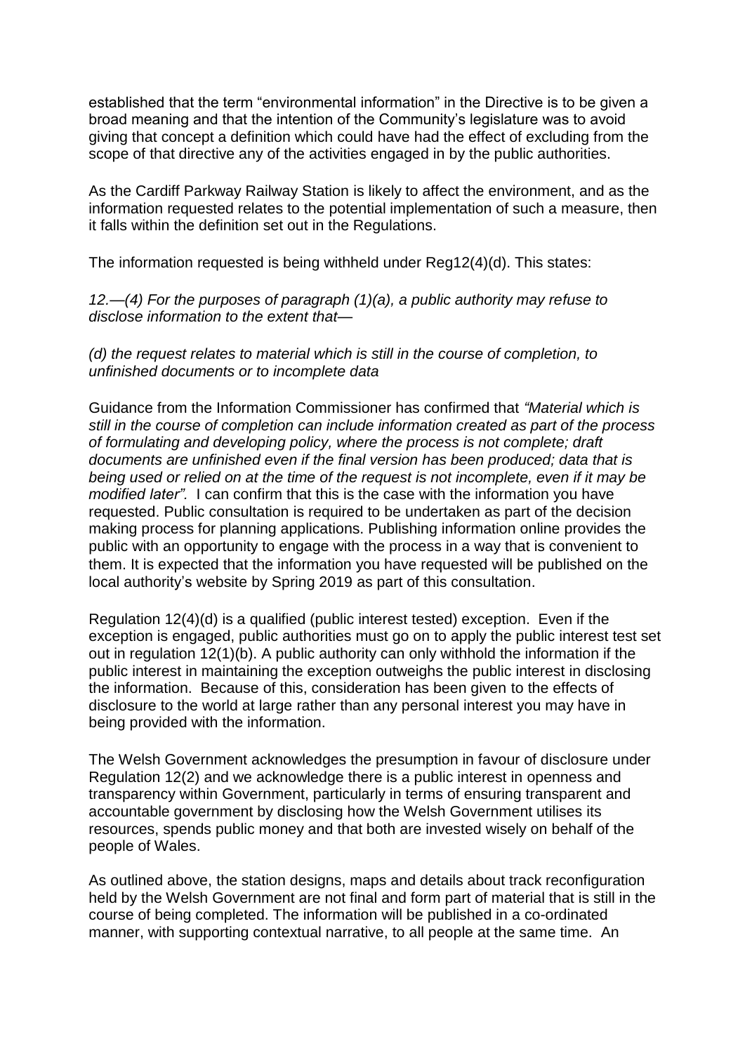established that the term "environmental information" in the Directive is to be given a broad meaning and that the intention of the Community's legislature was to avoid giving that concept a definition which could have had the effect of excluding from the scope of that directive any of the activities engaged in by the public authorities.

As the Cardiff Parkway Railway Station is likely to affect the environment, and as the information requested relates to the potential implementation of such a measure, then it falls within the definition set out in the Regulations.

The information requested is being withheld under Reg12(4)(d). This states:

*12.—(4) For the purposes of paragraph (1)(a), a public authority may refuse to disclose information to the extent that—*

*(d) the request relates to material which is still in the course of completion, to unfinished documents or to incomplete data*

Guidance from the Information Commissioner has confirmed that *"Material which is still in the course of completion can include information created as part of the process of formulating and developing policy, where the process is not complete; draft documents are unfinished even if the final version has been produced; data that is being used or relied on at the time of the request is not incomplete, even if it may be modified later".* I can confirm that this is the case with the information you have requested. Public consultation is required to be undertaken as part of the decision making process for planning applications. Publishing information online provides the public with an opportunity to engage with the process in a way that is convenient to them. It is expected that the information you have requested will be published on the local authority's website by Spring 2019 as part of this consultation.

Regulation 12(4)(d) is a qualified (public interest tested) exception. Even if the exception is engaged, public authorities must go on to apply the public interest test set out in regulation 12(1)(b). A public authority can only withhold the information if the public interest in maintaining the exception outweighs the public interest in disclosing the information. Because of this, consideration has been given to the effects of disclosure to the world at large rather than any personal interest you may have in being provided with the information.

The Welsh Government acknowledges the presumption in favour of disclosure under Regulation 12(2) and we acknowledge there is a public interest in openness and transparency within Government, particularly in terms of ensuring transparent and accountable government by disclosing how the Welsh Government utilises its resources, spends public money and that both are invested wisely on behalf of the people of Wales.

As outlined above, the station designs, maps and details about track reconfiguration held by the Welsh Government are not final and form part of material that is still in the course of being completed. The information will be published in a co-ordinated manner, with supporting contextual narrative, to all people at the same time. An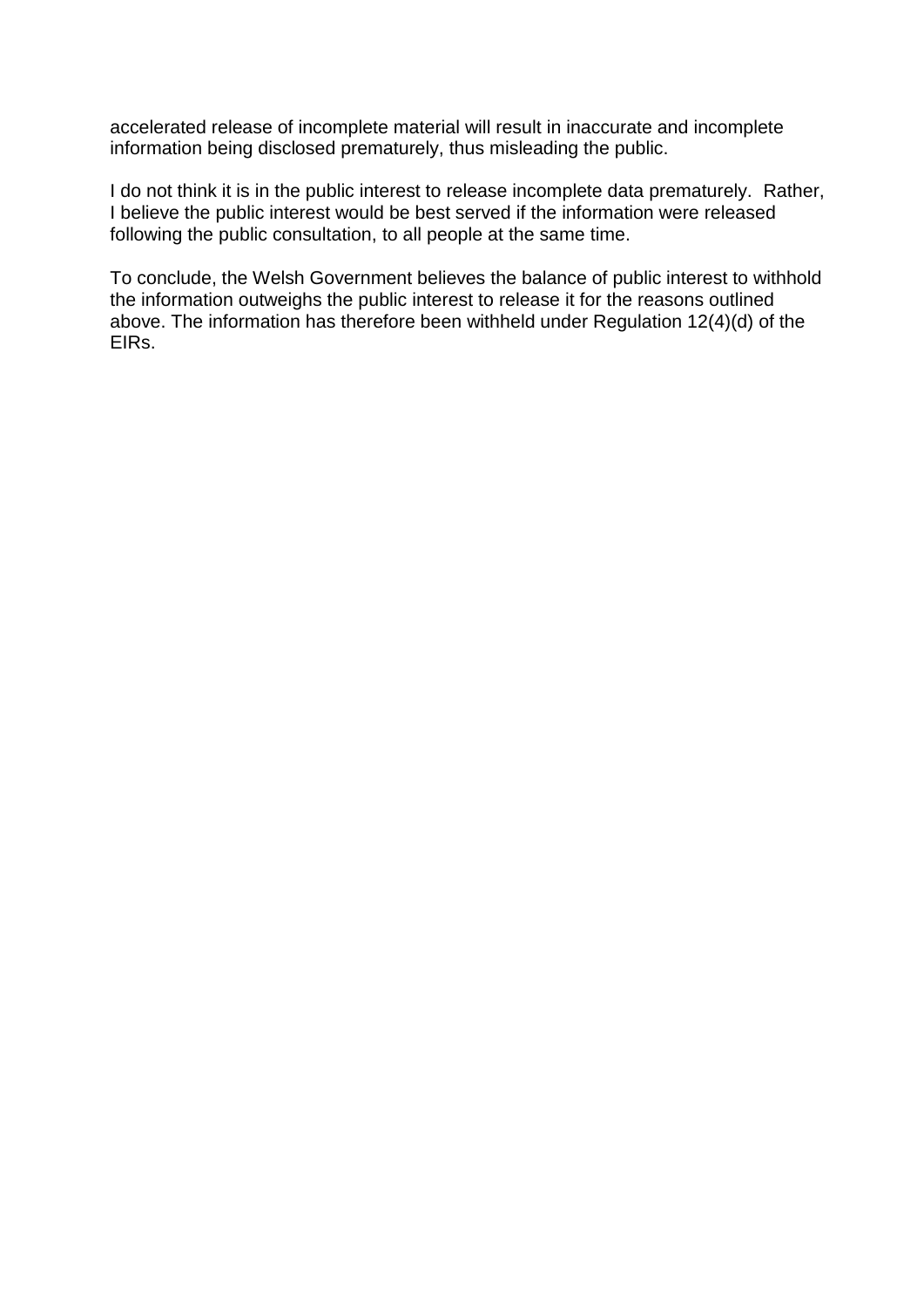accelerated release of incomplete material will result in inaccurate and incomplete information being disclosed prematurely, thus misleading the public.

I do not think it is in the public interest to release incomplete data prematurely. Rather, I believe the public interest would be best served if the information were released following the public consultation, to all people at the same time.

To conclude, the Welsh Government believes the balance of public interest to withhold the information outweighs the public interest to release it for the reasons outlined above. The information has therefore been withheld under Regulation 12(4)(d) of the EIRs.